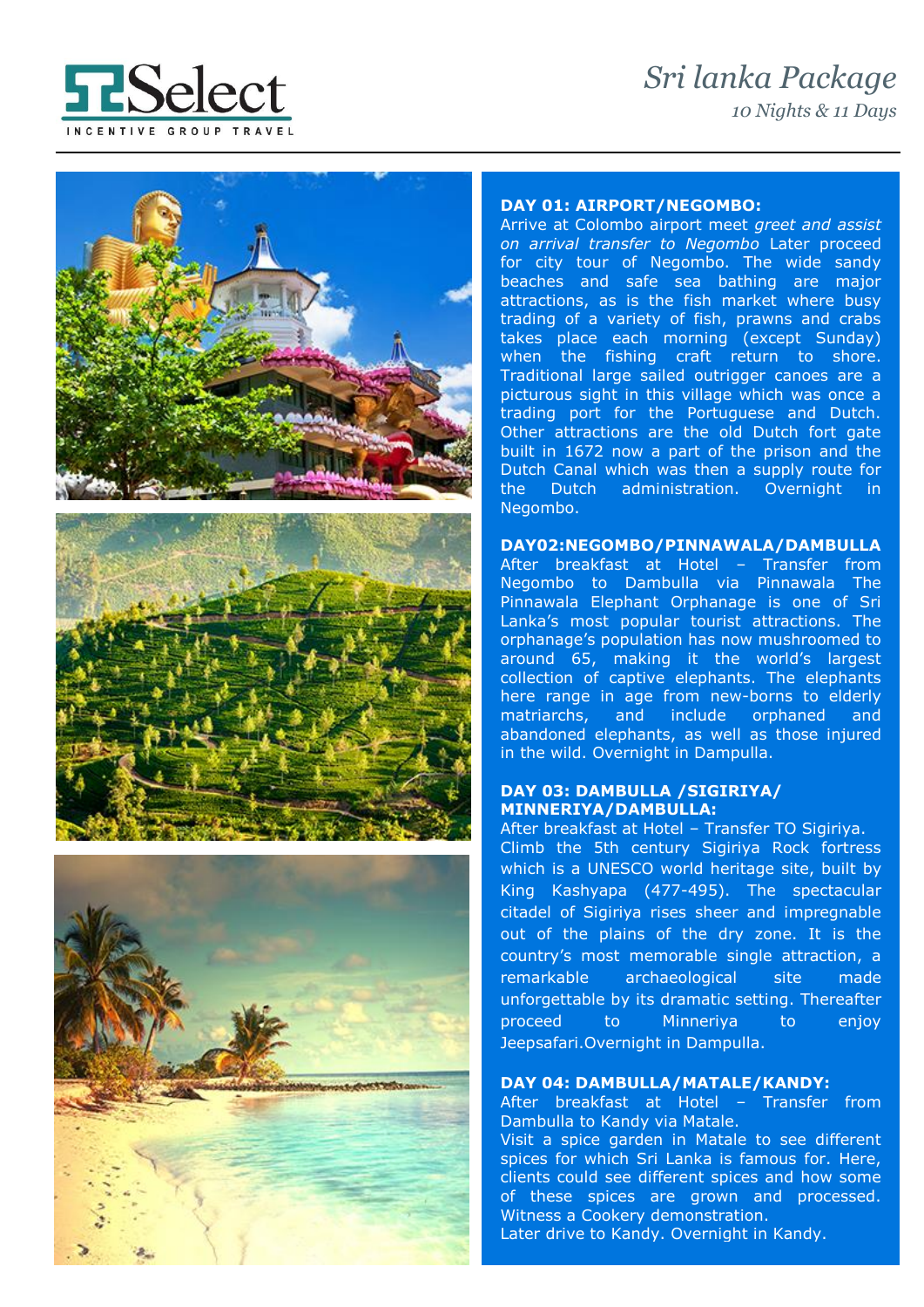# Sri lanka Package

*10 Nights & 11 Days*

## DAY 01: AIRPORT/NEGOMBO:

Arrive at Colombo airport meet *greet and assist on arrival transfer to Negombo* Later proceed for city tour of Negombo. The wide sandy beaches and safe sea bathing are major attractions, as is the fish market where busy trading of a variety of fish, prawns and crabs takes place each morning (except Sunday) when the fishing craft return to shore. Traditional large sailed outrigger canoes are a picturous sight in this village which was once a trading port for the Portuguese and Dutch. Other attractions are the old Dutch fort gate built in 1672 now a part of the prison and the Dutch Canal which was then a supply route for the Dutch administration. Overnight in Negombo.

## DAY02:NEGOMBO/PINNAWALA/DAMBULLA

After breakfast at Hotel – Transfer from Negombo to Dambulla via Pinnawala The Pinnawala Elephant Orphanage is one of Sri Lanka's most popular tourist attractions. The orphanage's population has now mushroomed to around 65, making it the world's largest collection of captive elephants. The elephants here range in age from new-borns to elderly matriarchs, and include orphaned and abandoned elephants, as well as those injured in the wild. Overnight in Dampulla.

## DAY 03: DAMBULLA /SIGIRIYA/ MINNERIYA/DAMBULLA:

After breakfast at Hotel – Transfer TO Sigiriya.
Climb the 5th century Sigiriya Rock fortress which is a UNESCO world heritage site, built by King Kashyapa (477-495). The spectacular citadel of Sigiriya rises sheer and impregnable out of the plains of the dry zone. It is the country's most memorable single attraction, a remarkable archaeological site made unforgettable by its dramatic setting. Thereafter proceed to Minneriya to enjoy Jeepsafari.Overnight in Dampulla.

## DAY 04: DAMBULLA/MATALE/KANDY:

After breakfast at Hotel – Transfer from Dambulla to Kandy via Matale.
Visit a spice garden in Matale to see different spices for which Sri Lanka is famous for. Here, clients could see different spices and how some of these spices are grown and processed. Witness a Cookery demonstration.
Later drive to Kandy. Overnight in Kandy.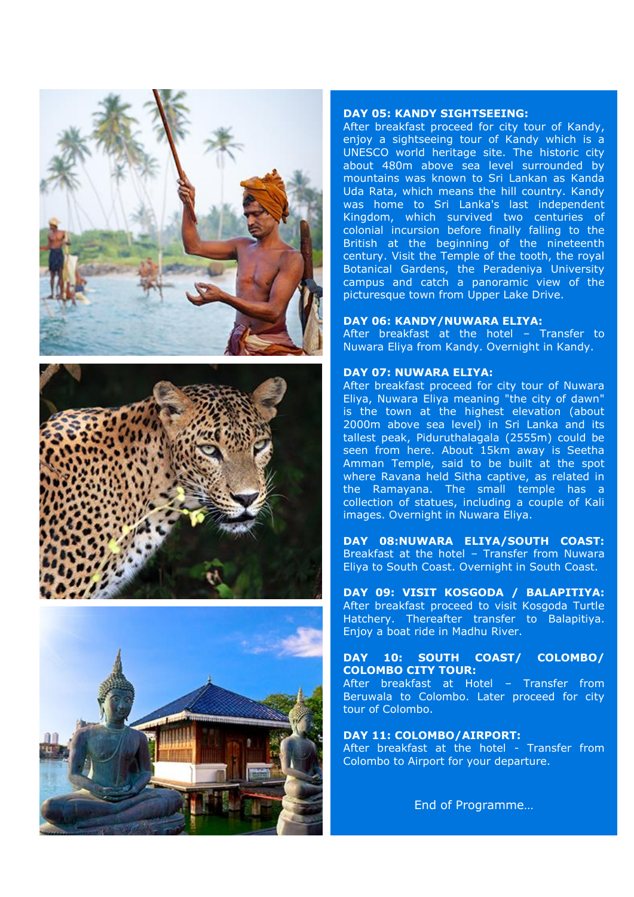**DAY 05: KANDY SIGHTSEEING:**
After breakfast proceed for city tour of Kandy, enjoy a sightseeing tour of Kandy which is a UNESCO world heritage site. The historic city about 480m above sea level surrounded by mountains was known to Sri Lankan as Kanda Uda Rata, which means the hill country. Kandy was home to Sri Lanka's last independent Kingdom, which survived two centuries of colonial incursion before finally falling to the British at the beginning of the nineteenth century. Visit the Temple of the tooth, the royal Botanical Gardens, the Peradeniya University campus and catch a panoramic view of the picturesque town from Upper Lake Drive.

**DAY 06: KANDY/NUWARA ELIYA:**
After breakfast at the hotel – Transfer to Nuwara Eliya from Kandy. Overnight in Kandy.

**DAY 07: NUWARA ELIYA:**
After breakfast proceed for city tour of Nuwara Eliya, Nuwara Eliya meaning "the city of dawn" is the town at the highest elevation (about 2000m above sea level) in Sri Lanka and its tallest peak, Piduruthalagala (2555m) could be seen from here. About 15km away is Seetha Amman Temple, said to be built at the spot where Ravana held Sitha captive, as related in the Ramayana. The small temple has a collection of statues, including a couple of Kali images. Overnight in Nuwara Eliya.

**DAY 08:NUWARA ELIYA/SOUTH COAST:**
Breakfast at the hotel – Transfer from Nuwara Eliya to South Coast. Overnight in South Coast.

**DAY 09: VISIT KOSGODA / BALAPITIYA:**
After breakfast proceed to visit Kosgoda Turtle Hatchery. Thereafter transfer to Balapitiya. Enjoy a boat ride in Madhu River.

**DAY 10: SOUTH COAST/ COLOMBO/ COLOMBO CITY TOUR:**
After breakfast at Hotel – Transfer from Beruwala to Colombo. Later proceed for city tour of Colombo.

**DAY 11: COLOMBO/AIRPORT:**
After breakfast at the hotel - Transfer from Colombo to Airport for your departure.

End of Programme…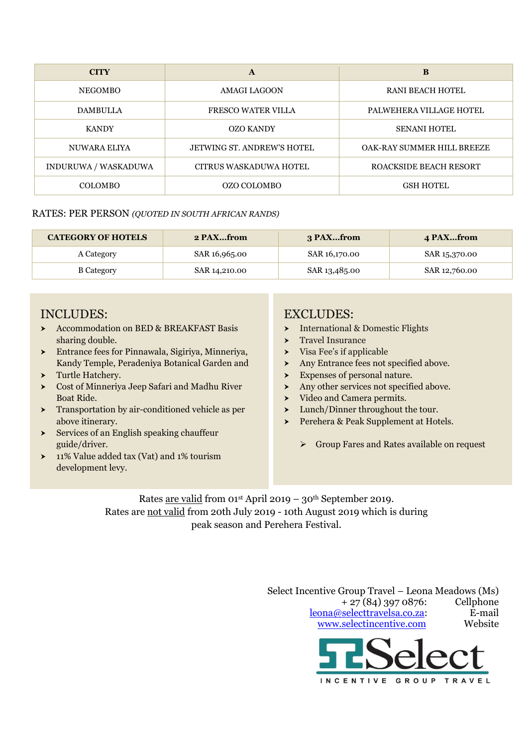| CITY | A | B |
|---|---|---|
| NEGOMBO | AMAGI LAGOON | RANI BEACH HOTEL |
| DAMBULLA | FRESCO WATER VILLA | PALWEHERA VILLAGE HOTEL |
| KANDY | OZO KANDY | SENANI HOTEL |
| NUWARA ELIYA | JETWING ST. ANDREW'S HOTEL | OAK-RAY SUMMER HILL BREEZE |
| INDURUWA / WASKADUWA | CITRUS WASKADUWA HOTEL | ROACKSIDE BEACH RESORT |
| COLOMBO | OZO COLOMBO | GSH HOTEL |

RATES: PER PERSON *(QUOTED IN SOUTH AFRICAN RANDS)*

| CATEGORY OF HOTELS | 2 PAX…from | 3 PAX…from | 4 PAX…from |
|---|---|---|---|
| A Category | SAR 16,965.00 | SAR 16,170.00 | SAR 15,370.00 |
| B Category | SAR 14,210.00 | SAR 13,485.00 | SAR 12,760.00 |

## INCLUDES:

- Accommodation on BED & BREAKFAST Basis sharing double.
- Entrance fees for Pinnawala, Sigiriya, Minneriya, Kandy Temple, Peradeniya Botanical Garden and
- Turtle Hatchery.
- Cost of Minneriya Jeep Safari and Madhu River Boat Ride.
- Transportation by air-conditioned vehicle as per above itinerary.
- Services of an English speaking chauffeur guide/driver.
- 11% Value added tax (Vat) and 1% tourism development levy.

## EXCLUDES:

- International & Domestic Flights
- Travel Insurance
- Visa Fee's if applicable
- Any Entrance fees not specified above.
- Expenses of personal nature.
- Any other services not specified above.
- Video and Camera permits.
- Lunch/Dinner throughout the tour.
- Perehera & Peak Supplement at Hotels.

  - Group Fares and Rates available on request

Rates are valid from 01st April 2019 – 30th September 2019.
Rates are not valid from 20th July 2019 - 10th August 2019 which is during peak season and Perehera Festival.

Select Incentive Group Travel – Leona Meadows (Ms)
+ 27 (84) 397 0876: Cellphone
leona@selecttravelsa.co.za: E-mail
www.selectincentive.com Website

Select
INCENTIVE GROUP TRAVEL